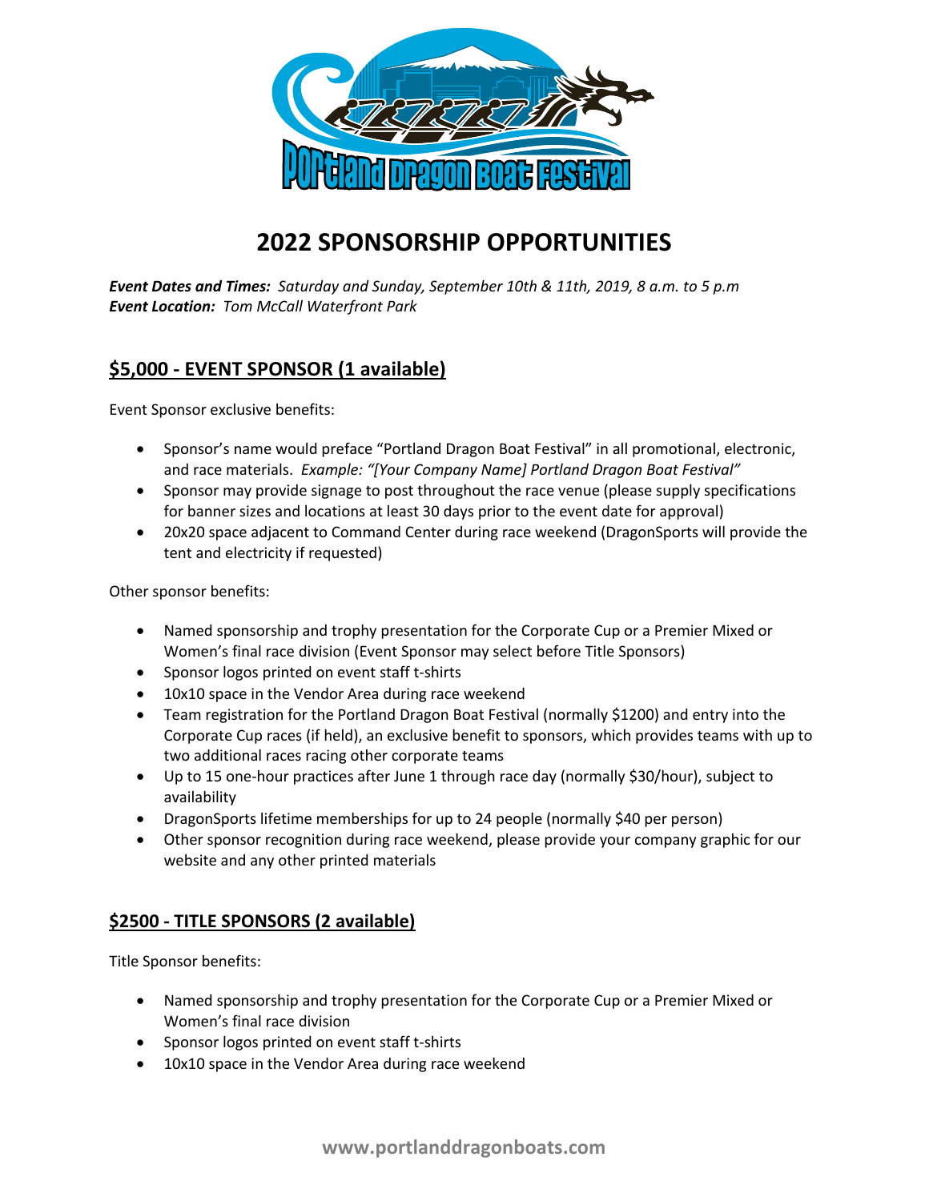# 2022 SPONSORSHIP OPPORTUNITIES

***Event Dates and Times:*** *Saturday and Sunday, September 10th & 11th, 2019, 8 a.m. to 5 p.m*
***Event Location:*** *Tom McCall Waterfront Park*

## $5,000 - EVENT SPONSOR (1 available)

Event Sponsor exclusive benefits:

- Sponsor's name would preface "Portland Dragon Boat Festival" in all promotional, electronic, and race materials. *Example: "[Your Company Name] Portland Dragon Boat Festival"*
- Sponsor may provide signage to post throughout the race venue (please supply specifications for banner sizes and locations at least 30 days prior to the event date for approval)
- 20x20 space adjacent to Command Center during race weekend (DragonSports will provide the tent and electricity if requested)

Other sponsor benefits:

- Named sponsorship and trophy presentation for the Corporate Cup or a Premier Mixed or Women's final race division (Event Sponsor may select before Title Sponsors)
- Sponsor logos printed on event staff t-shirts
- 10x10 space in the Vendor Area during race weekend
- Team registration for the Portland Dragon Boat Festival (normally $1200) and entry into the Corporate Cup races (if held), an exclusive benefit to sponsors, which provides teams with up to two additional races racing other corporate teams
- Up to 15 one-hour practices after June 1 through race day (normally $30/hour), subject to availability
- DragonSports lifetime memberships for up to 24 people (normally $40 per person)
- Other sponsor recognition during race weekend, please provide your company graphic for our website and any other printed materials

## $2500 - TITLE SPONSORS (2 available)

Title Sponsor benefits:

- Named sponsorship and trophy presentation for the Corporate Cup or a Premier Mixed or Women's final race division
- Sponsor logos printed on event staff t-shirts
- 10x10 space in the Vendor Area during race weekend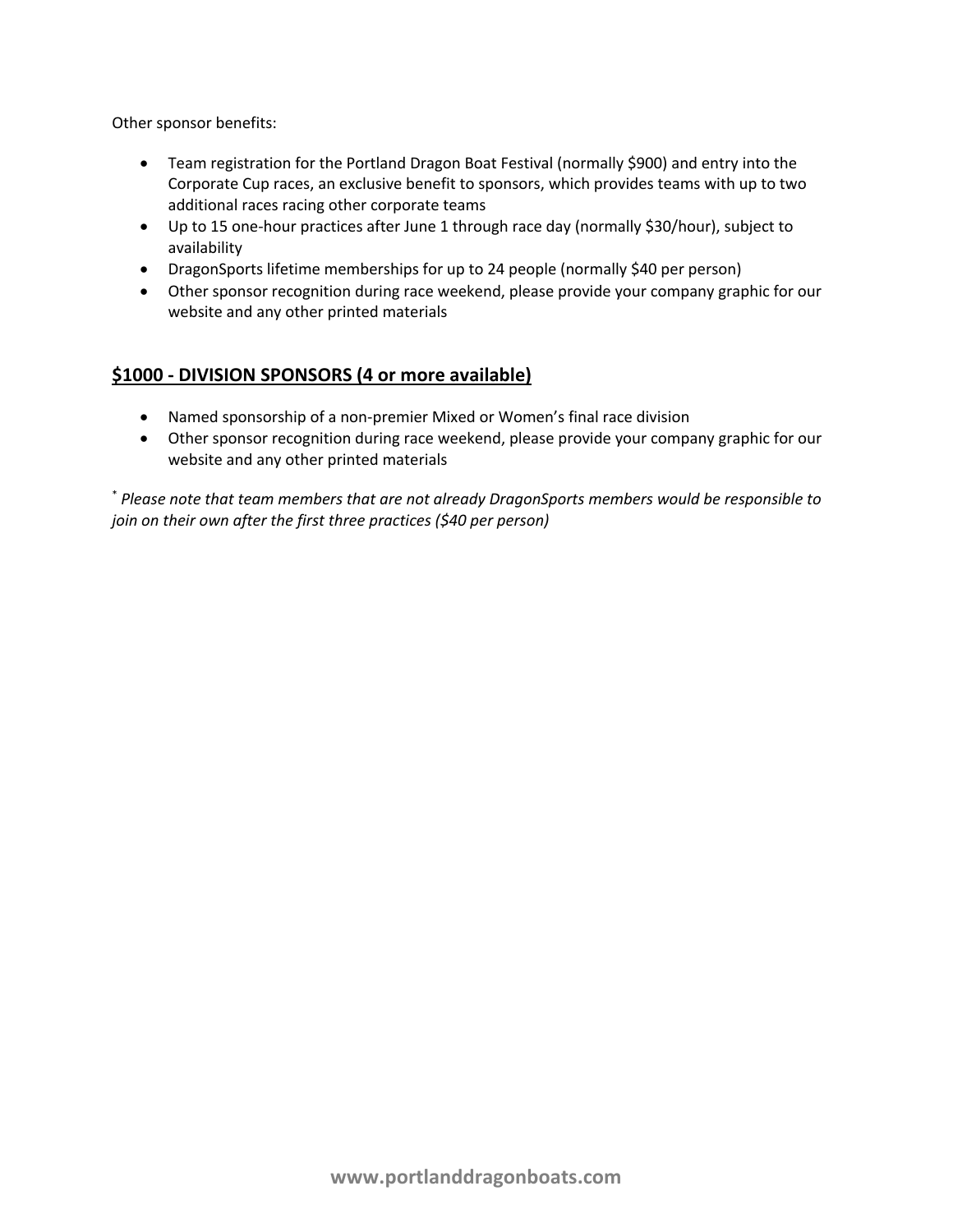Other sponsor benefits:

- Team registration for the Portland Dragon Boat Festival (normally $900) and entry into the Corporate Cup races, an exclusive benefit to sponsors, which provides teams with up to two additional races racing other corporate teams
- Up to 15 one-hour practices after June 1 through race day (normally $30/hour), subject to availability
- DragonSports lifetime memberships for up to 24 people (normally $40 per person)
- Other sponsor recognition during race weekend, please provide your company graphic for our website and any other printed materials

## **$1000 - DIVISION SPONSORS (4 or more available)**

- Named sponsorship of a non-premier Mixed or Women's final race division
- Other sponsor recognition during race weekend, please provide your company graphic for our website and any other printed materials

*\* Please note that team members that are not already DragonSports members would be responsible to join on their own after the first three practices ($40 per person)*